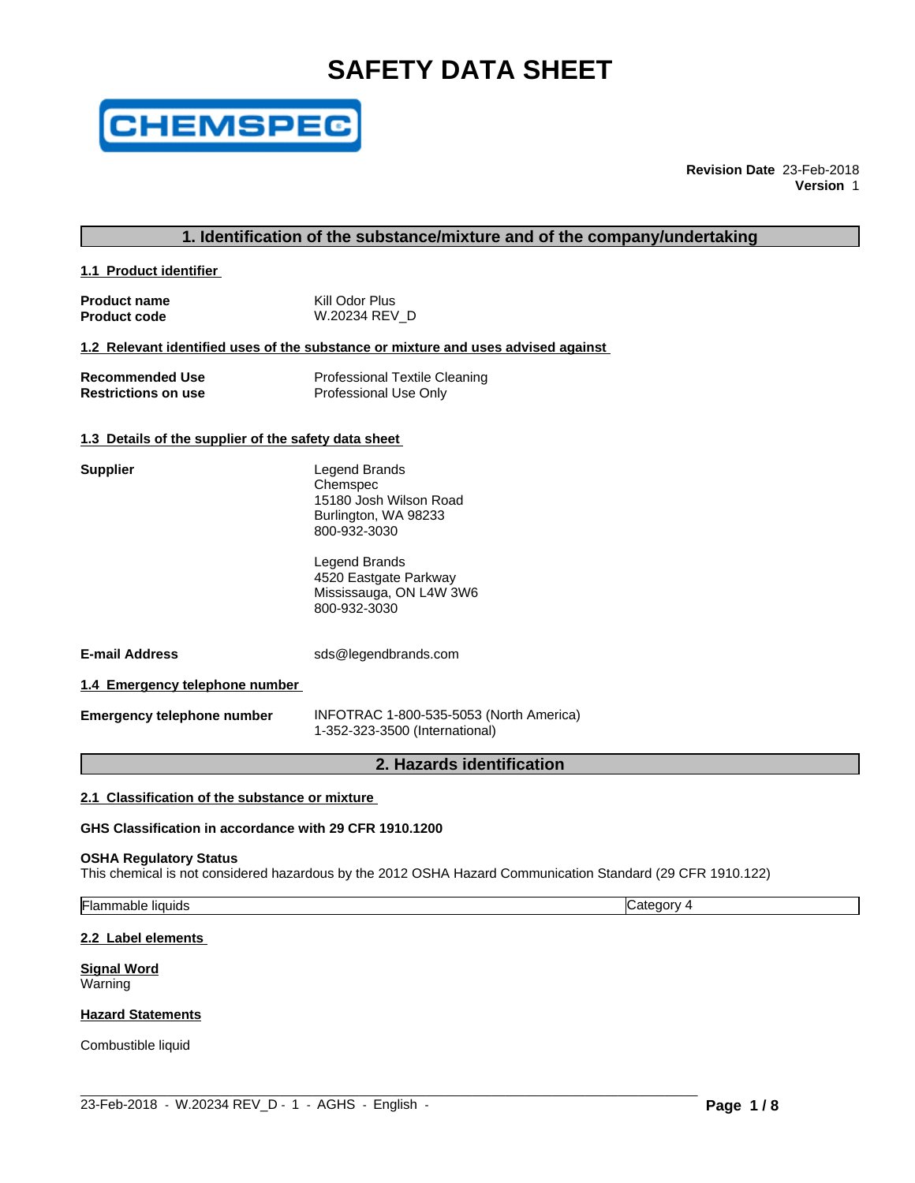# SAFETY DATA SHEET

**Revision Date** 23-Feb-2018
**Version** 1

## 1. Identification of the substance/mixture and of the company/undertaking

### 1.1 Product identifier

| | |
|---|---|
| **Product name** | Kill Odor Plus |
| **Product code** | W.20234 REV_D |

### 1.2 Relevant identified uses of the substance or mixture and uses advised against

| | |
|---|---|
| **Recommended Use** | Professional Textile Cleaning |
| **Restrictions on use** | Professional Use Only |

### 1.3 Details of the supplier of the safety data sheet

**Supplier**

Legend Brands
Chemspec
15180 Josh Wilson Road
Burlington, WA 98233
800-932-3030

Legend Brands
4520 Eastgate Parkway
Mississauga, ON L4W 3W6
800-932-3030

**E-mail Address** sds@legendbrands.com

### 1.4 Emergency telephone number

**Emergency telephone number** INFOTRAC 1-800-535-5053 (North America)
1-352-323-3500 (International)

## 2. Hazards identification

### 2.1 Classification of the substance or mixture

**GHS Classification in accordance with 29 CFR 1910.1200**

**OSHA Regulatory Status**
This chemical is not considered hazardous by the 2012 OSHA Hazard Communication Standard (29 CFR 1910.122)

| | |
|---|---|
| Flammable liquids | Category 4 |

### 2.2 Label elements

**Signal Word**
Warning

**Hazard Statements**

Combustible liquid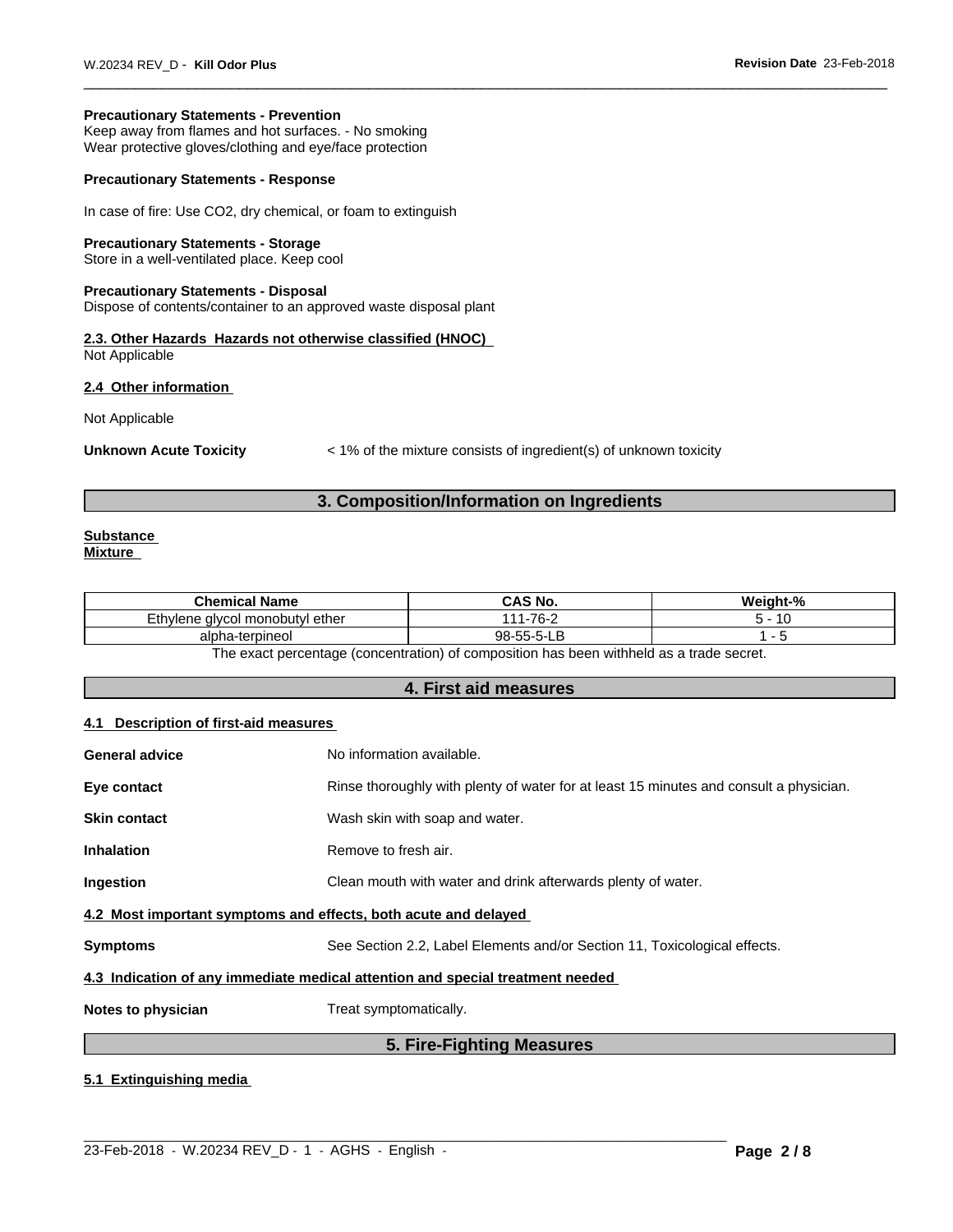**Precautionary Statements - Prevention**
Keep away from flames and hot surfaces. - No smoking
Wear protective gloves/clothing and eye/face protection

**Precautionary Statements - Response**

In case of fire: Use CO2, dry chemical, or foam to extinguish

**Precautionary Statements - Storage**
Store in a well-ventilated place. Keep cool

**Precautionary Statements - Disposal**
Dispose of contents/container to an approved waste disposal plant

**2.3. Other Hazards Hazards not otherwise classified (HNOC)**
Not Applicable

**2.4 Other information**

Not Applicable

**Unknown Acute Toxicity** < 1% of the mixture consists of ingredient(s) of unknown toxicity

## 3. Composition/Information on Ingredients

**Substance**
**Mixture**

| Chemical Name | CAS No. | Weight-% |
|---|---|---|
| Ethylene glycol monobutyl ether | 111-76-2 | 5 - 10 |
| alpha-terpineol | 98-55-5-LB | 1 - 5 |

The exact percentage (concentration) of composition has been withheld as a trade secret.

## 4. First aid measures

**4.1 Description of first-aid measures**

**General advice** No information available.

**Eye contact** Rinse thoroughly with plenty of water for at least 15 minutes and consult a physician.

**Skin contact** Wash skin with soap and water.

**Inhalation** Remove to fresh air.

**Ingestion** Clean mouth with water and drink afterwards plenty of water.

**4.2 Most important symptoms and effects, both acute and delayed**

**Symptoms** See Section 2.2, Label Elements and/or Section 11, Toxicological effects.

**4.3 Indication of any immediate medical attention and special treatment needed**

**Notes to physician** Treat symptomatically.

## 5. Fire-Fighting Measures

**5.1 Extinguishing media**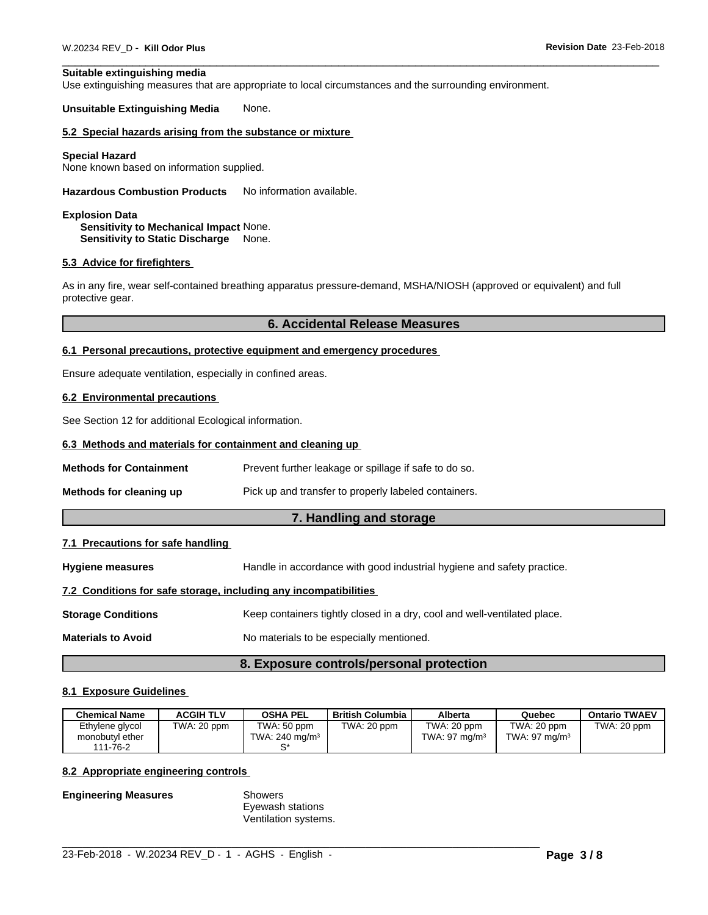**Suitable extinguishing media**
Use extinguishing measures that are appropriate to local circumstances and the surrounding environment.

**Unsuitable Extinguishing Media** None.

### 5.2 Special hazards arising from the substance or mixture

**Special Hazard**
None known based on information supplied.

**Hazardous Combustion Products** No information available.

**Explosion Data**
**Sensitivity to Mechanical Impact** None.
**Sensitivity to Static Discharge** None.

### 5.3 Advice for firefighters

As in any fire, wear self-contained breathing apparatus pressure-demand, MSHA/NIOSH (approved or equivalent) and full protective gear.

## 6. Accidental Release Measures

### 6.1 Personal precautions, protective equipment and emergency procedures

Ensure adequate ventilation, especially in confined areas.

### 6.2 Environmental precautions

See Section 12 for additional Ecological information.

### 6.3 Methods and materials for containment and cleaning up

**Methods for Containment** Prevent further leakage or spillage if safe to do so.

**Methods for cleaning up** Pick up and transfer to properly labeled containers.

## 7. Handling and storage

### 7.1 Precautions for safe handling

**Hygiene measures** Handle in accordance with good industrial hygiene and safety practice.

### 7.2 Conditions for safe storage, including any incompatibilities

**Storage Conditions** Keep containers tightly closed in a dry, cool and well-ventilated place.

**Materials to Avoid** No materials to be especially mentioned.

## 8. Exposure controls/personal protection

### 8.1 Exposure Guidelines

| Chemical Name | ACGIH TLV | OSHA PEL | British Columbia | Alberta | Quebec | Ontario TWAEV |
|---|---|---|---|---|---|---|
| Ethylene glycol monobutyl ether 111-76-2 | TWA: 20 ppm | TWA: 50 ppm TWA: 240 mg/m³ S* | TWA: 20 ppm | TWA: 20 ppm TWA: 97 mg/m³ | TWA: 20 ppm TWA: 97 mg/m³ | TWA: 20 ppm |

### 8.2 Appropriate engineering controls

**Engineering Measures** Showers
Eyewash stations
Ventilation systems.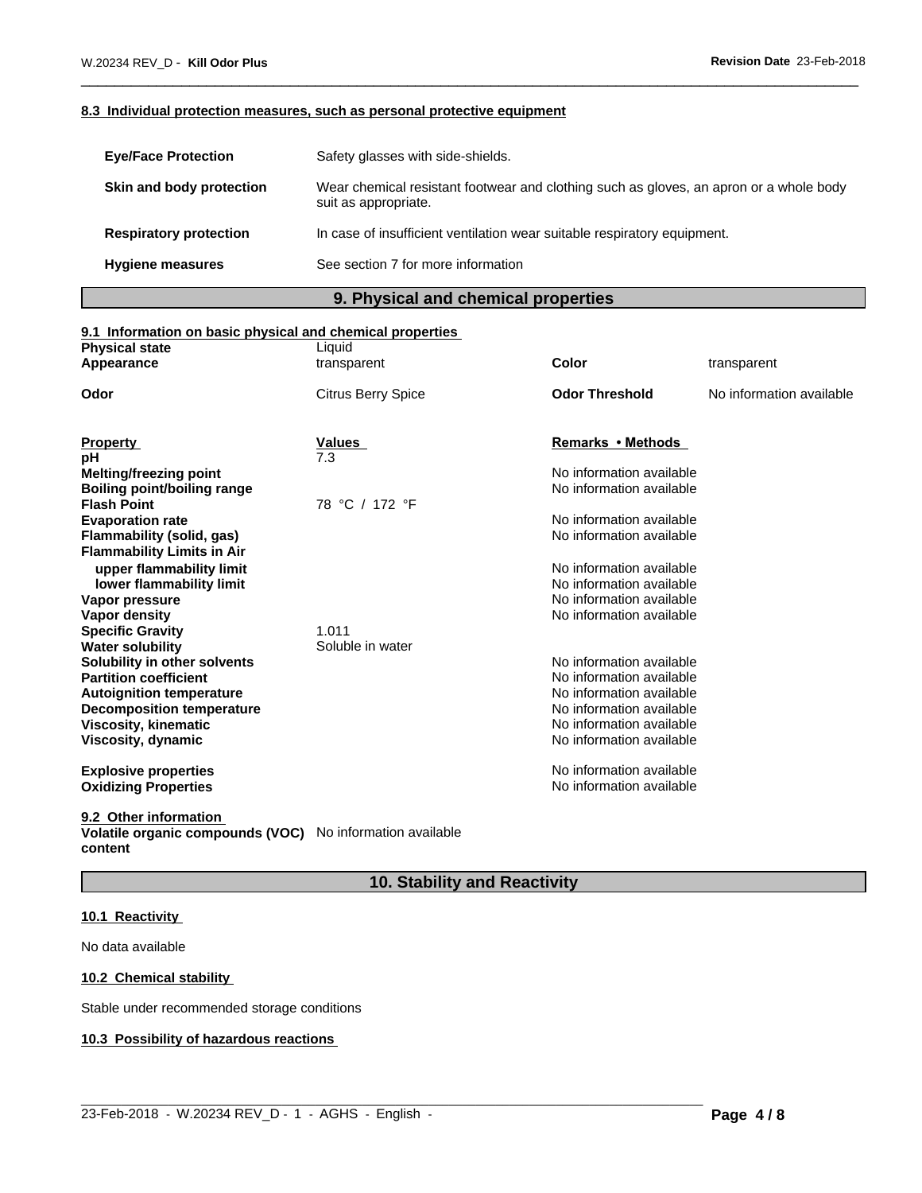#### 8.3 Individual protection measures, such as personal protective equipment

| | |
|---|---|
| **Eye/Face Protection** | Safety glasses with side-shields. |
| **Skin and body protection** | Wear chemical resistant footwear and clothing such as gloves, an apron or a whole body suit as appropriate. |
| **Respiratory protection** | In case of insufficient ventilation wear suitable respiratory equipment. |
| **Hygiene measures** | See section 7 for more information |

## 9. Physical and chemical properties

#### 9.1 Information on basic physical and chemical properties

| | | | |
|---|---|---|---|
| **Physical state** | Liquid | | |
| **Appearance** | transparent | **Color** | transparent |
| **Odor** | Citrus Berry Spice | **Odor Threshold** | No information available |

| Property | Values | Remarks • Methods |
|---|---|---|
| **pH** | 7.3 | |
| **Melting/freezing point** | | No information available |
| **Boiling point/boiling range** | | No information available |
| **Flash Point** | 78 °C / 172 °F | |
| **Evaporation rate** | | No information available |
| **Flammability (solid, gas)** | | No information available |
| **Flammability Limits in Air** | | |
| **upper flammability limit** | | No information available |
| **lower flammability limit** | | No information available |
| **Vapor pressure** | | No information available |
| **Vapor density** | | No information available |
| **Specific Gravity** | 1.011 | |
| **Water solubility** | Soluble in water | |
| **Solubility in other solvents** | | No information available |
| **Partition coefficient** | | No information available |
| **Autoignition temperature** | | No information available |
| **Decomposition temperature** | | No information available |
| **Viscosity, kinematic** | | No information available |
| **Viscosity, dynamic** | | No information available |
| **Explosive properties** | | No information available |
| **Oxidizing Properties** | | No information available |

#### 9.2 Other information

**Volatile organic compounds (VOC) content** No information available

## 10. Stability and Reactivity

#### 10.1 Reactivity

No data available

#### 10.2 Chemical stability

Stable under recommended storage conditions

#### 10.3 Possibility of hazardous reactions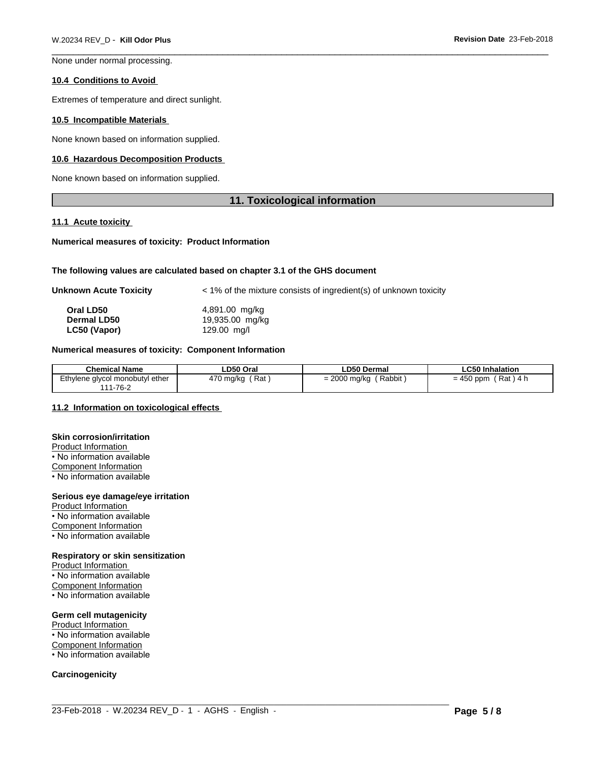None under normal processing.

### 10.4 Conditions to Avoid

Extremes of temperature and direct sunlight.

### 10.5 Incompatible Materials

None known based on information supplied.

### 10.6 Hazardous Decomposition Products

None known based on information supplied.

## 11. Toxicological information

### 11.1 Acute toxicity

**Numerical measures of toxicity: Product Information**

**The following values are calculated based on chapter 3.1 of the GHS document**

**Unknown Acute Toxicity** < 1% of the mixture consists of ingredient(s) of unknown toxicity

| | |
|---|---|
| **Oral LD50** | 4,891.00 mg/kg |
| **Dermal LD50** | 19,935.00 mg/kg |
| **LC50 (Vapor)** | 129.00 mg/l |

**Numerical measures of toxicity: Component Information**

| Chemical Name | LD50 Oral | LD50 Dermal | LC50 Inhalation |
|---|---|---|---|
| Ethylene glycol monobutyl ether 111-76-2 | 470 mg/kg ( Rat ) | = 2000 mg/kg ( Rabbit ) | = 450 ppm ( Rat ) 4 h |

### 11.2 Information on toxicological effects

**Skin corrosion/irritation**
Product Information
• No information available
Component Information
• No information available

**Serious eye damage/eye irritation**
Product Information
• No information available
Component Information
• No information available

**Respiratory or skin sensitization**
Product Information
• No information available
Component Information
• No information available

**Germ cell mutagenicity**
Product Information
• No information available
Component Information
• No information available

**Carcinogenicity**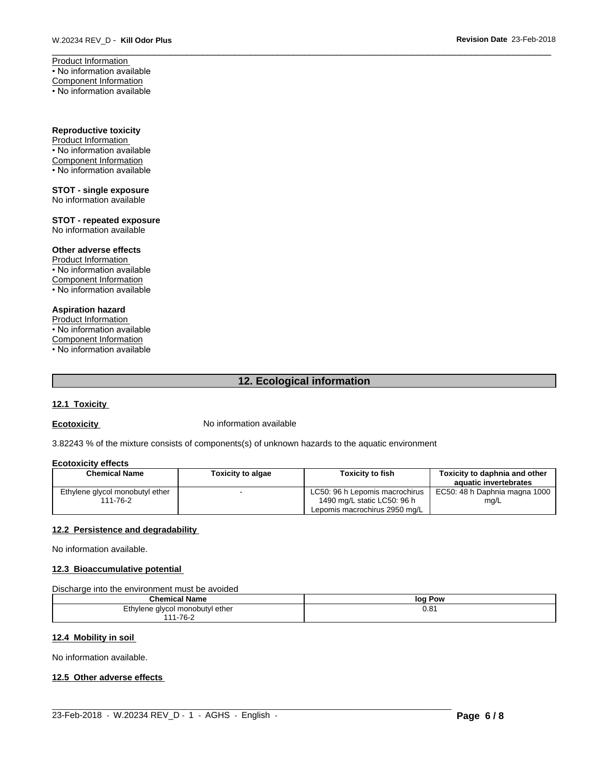Product Information
• No information available
Component Information
• No information available

**Reproductive toxicity**
Product Information
• No information available
Component Information
• No information available

**STOT - single exposure**
No information available

**STOT - repeated exposure**
No information available

**Other adverse effects**
Product Information
• No information available
Component Information
• No information available

**Aspiration hazard**
Product Information
• No information available
Component Information
• No information available

## 12. Ecological information

### 12.1 Toxicity

**Ecotoxicity** No information available

3.82243 % of the mixture consists of components(s) of unknown hazards to the aquatic environment

**Ecotoxicity effects**

| Chemical Name | Toxicity to algae | Toxicity to fish | Toxicity to daphnia and other aquatic invertebrates |
|---|---|---|---|
| Ethylene glycol monobutyl ether 111-76-2 | - | LC50: 96 h Lepomis macrochirus 1490 mg/L static LC50: 96 h Lepomis macrochirus 2950 mg/L | EC50: 48 h Daphnia magna 1000 mg/L |

### 12.2 Persistence and degradability

No information available.

### 12.3 Bioaccumulative potential

Discharge into the environment must be avoided

| Chemical Name | log Pow |
|---|---|
| Ethylene glycol monobutyl ether 111-76-2 | 0.81 |

### 12.4 Mobility in soil

No information available.

### 12.5 Other adverse effects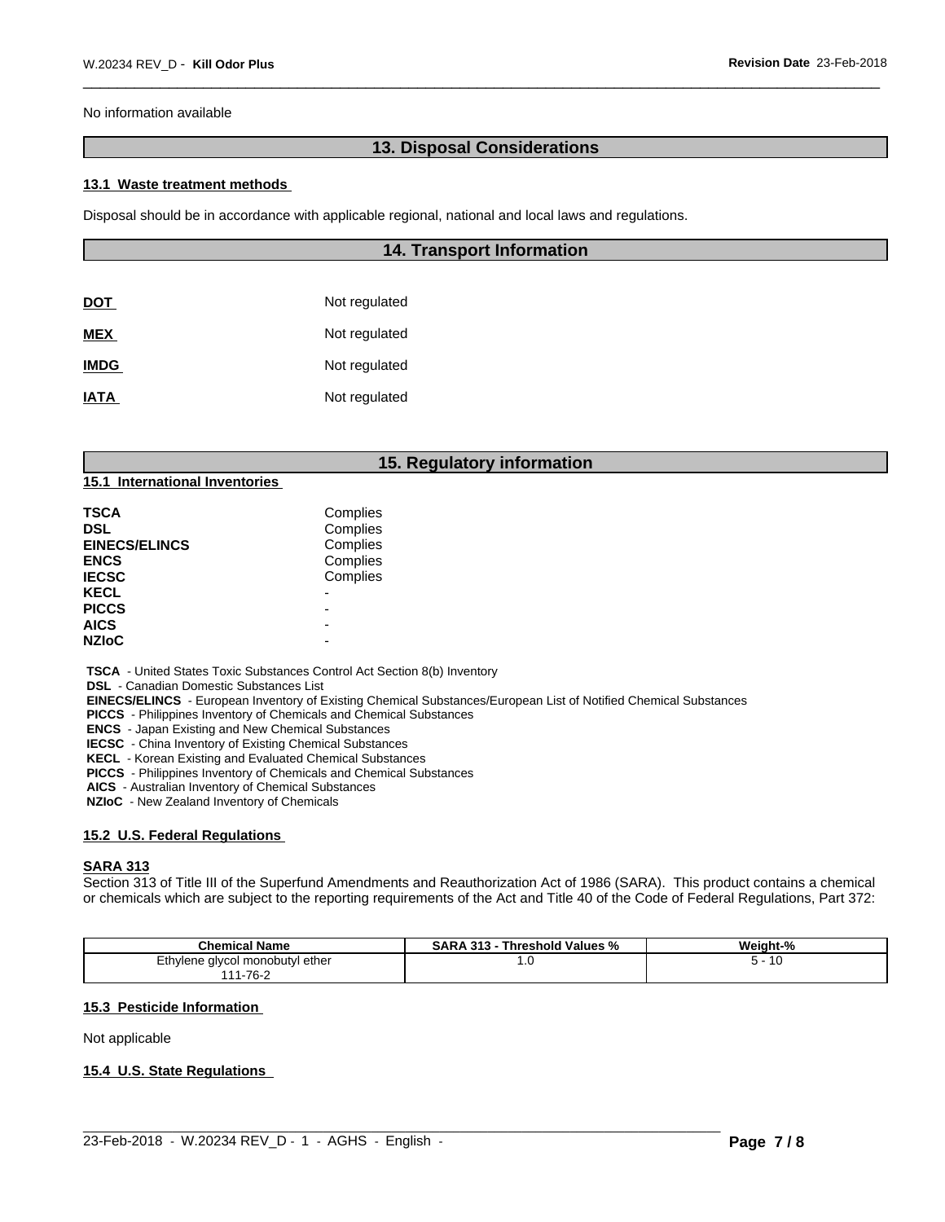No information available

## 13. Disposal Considerations

### 13.1 Waste treatment methods

Disposal should be in accordance with applicable regional, national and local laws and regulations.

## 14. Transport Information

| | |
|---|---|
| **DOT** | Not regulated |
| **MEX** | Not regulated |
| **IMDG** | Not regulated |
| **IATA** | Not regulated |

## 15. Regulatory information

### 15.1 International Inventories

| | |
|---|---|
| **TSCA** | Complies |
| **DSL** | Complies |
| **EINECS/ELINCS** | Complies |
| **ENCS** | Complies |
| **IECSC** | Complies |
| **KECL** | - |
| **PICCS** | - |
| **AICS** | - |
| **NZIoC** | - |

**TSCA** - United States Toxic Substances Control Act Section 8(b) Inventory
**DSL** - Canadian Domestic Substances List
**EINECS/ELINCS** - European Inventory of Existing Chemical Substances/European List of Notified Chemical Substances
**PICCS** - Philippines Inventory of Chemicals and Chemical Substances
**ENCS** - Japan Existing and New Chemical Substances
**IECSC** - China Inventory of Existing Chemical Substances
**KECL** - Korean Existing and Evaluated Chemical Substances
**PICCS** - Philippines Inventory of Chemicals and Chemical Substances
**AICS** - Australian Inventory of Chemical Substances
**NZIoC** - New Zealand Inventory of Chemicals

### 15.2 U.S. Federal Regulations

**SARA 313**

Section 313 of Title III of the Superfund Amendments and Reauthorization Act of 1986 (SARA). This product contains a chemical or chemicals which are subject to the reporting requirements of the Act and Title 40 of the Code of Federal Regulations, Part 372:

| Chemical Name | SARA 313 - Threshold Values % | Weight-% |
|---|---|---|
| Ethylene glycol monobutyl ether 111-76-2 | 1.0 | 5 - 10 |

### 15.3 Pesticide Information

Not applicable

### 15.4 U.S. State Regulations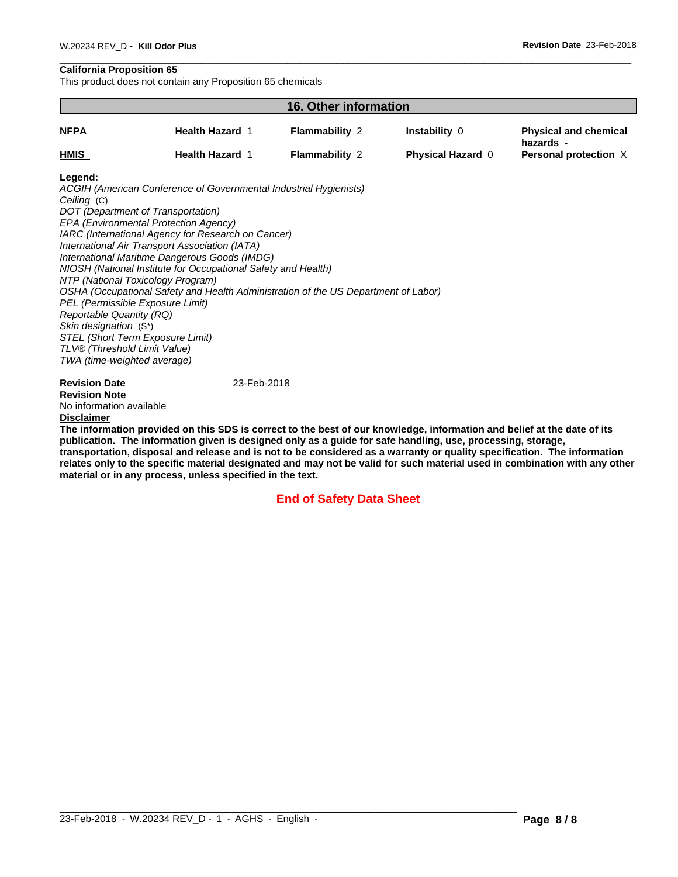**California Proposition 65**

This product does not contain any Proposition 65 chemicals

## 16. Other information

| | | | | |
|---|---|---|---|---|
| **NFPA** | **Health Hazard** 1 | **Flammability** 2 | **Instability** 0 | **Physical and chemical hazards** - |
| **HMIS** | **Health Hazard** 1 | **Flammability** 2 | **Physical Hazard** 0 | **Personal protection** X |

**Legend:**

*ACGIH (American Conference of Governmental Industrial Hygienists)*
*Ceiling* (C)
*DOT (Department of Transportation)*
*EPA (Environmental Protection Agency)*
*IARC (International Agency for Research on Cancer)*
*International Air Transport Association (IATA)*
*International Maritime Dangerous Goods (IMDG)*
*NIOSH (National Institute for Occupational Safety and Health)*
*NTP (National Toxicology Program)*
*OSHA (Occupational Safety and Health Administration of the US Department of Labor)*
*PEL (Permissible Exposure Limit)*
*Reportable Quantity (RQ)*
*Skin designation* (S*)
*STEL (Short Term Exposure Limit)*
*TLV® (Threshold Limit Value)*
*TWA (time-weighted average)*

**Revision Date** 23-Feb-2018

**Revision Note**

No information available

**Disclaimer**

**The information provided on this SDS is correct to the best of our knowledge, information and belief at the date of its publication. The information given is designed only as a guide for safe handling, use, processing, storage, transportation, disposal and release and is not to be considered as a warranty or quality specification. The information relates only to the specific material designated and may not be valid for such material used in combination with any other material or in any process, unless specified in the text.**

**End of Safety Data Sheet**